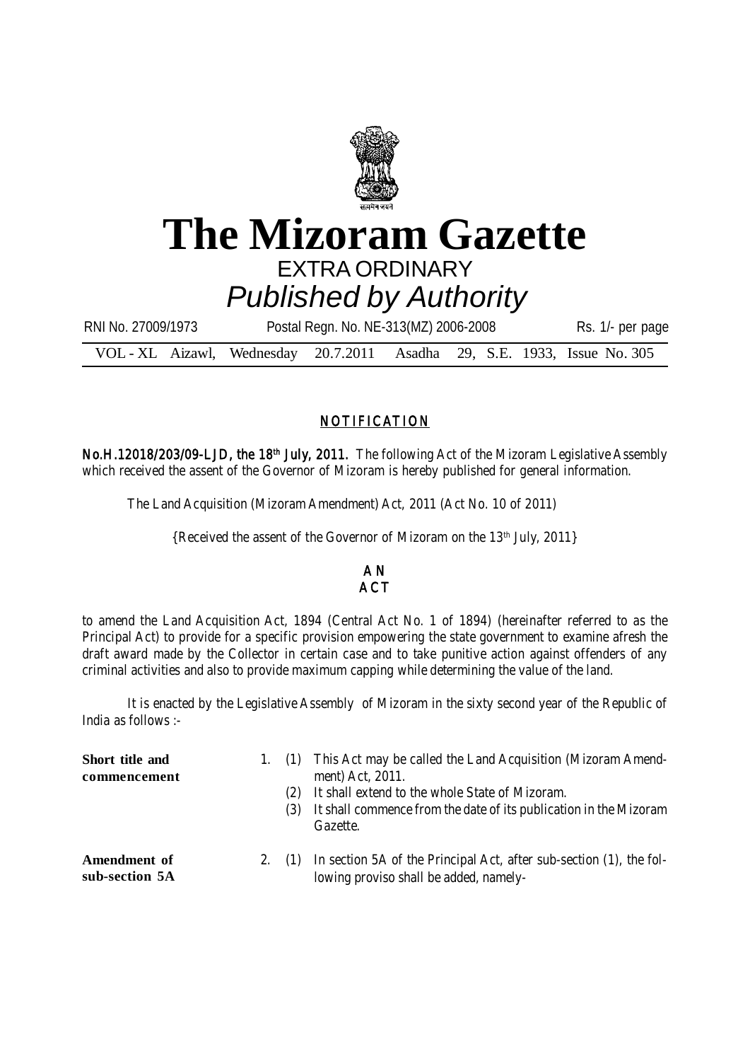# The Mizoram Gazette

## EXTRA ORDINARY

*Published by Authority*

RNI No. 27009/1973 Postal Regn. No. NE-313(MZ) 2006-2008 Rs. 1/- per page

VOL - XL Aizawl, Wednesday 20.7.2011 Asadha 29, S.E. 1933, Issue No. 305

## NOTIFICATION

**No.H.12018/203/09-LJD, the 18th July, 2011.** The following Act of the Mizoram Legislative Assembly which received the assent of the Governor of Mizoram is hereby published for general information.

The Land Acquisition (Mizoram Amendment) Act, 2011 (Act No. 10 of 2011)

{Received the assent of the Governor of Mizoram on the 13th July, 2011}

## AN ACT

to amend the Land Acquisition Act, 1894 (Central Act No. 1 of 1894) (hereinafter referred to as the Principal Act) to provide for a specific provision empowering the state government to examine afresh the draft award made by the Collector in certain case and to take punitive action against offenders of any criminal activities and also to provide maximum capping while determining the value of the land.

It is enacted by the Legislative Assembly of Mizoram in the sixty second year of the Republic of India as follows :-

**Short title and commencement**

1. (1) This Act may be called the Land Acquisition (Mizoram Amendment) Act, 2011.
   (2) It shall extend to the whole State of Mizoram.
   (3) It shall commence from the date of its publication in the Mizoram Gazette.

**Amendment of sub-section 5A**

2. (1) In section 5A of the Principal Act, after sub-section (1), the following proviso shall be added, namely-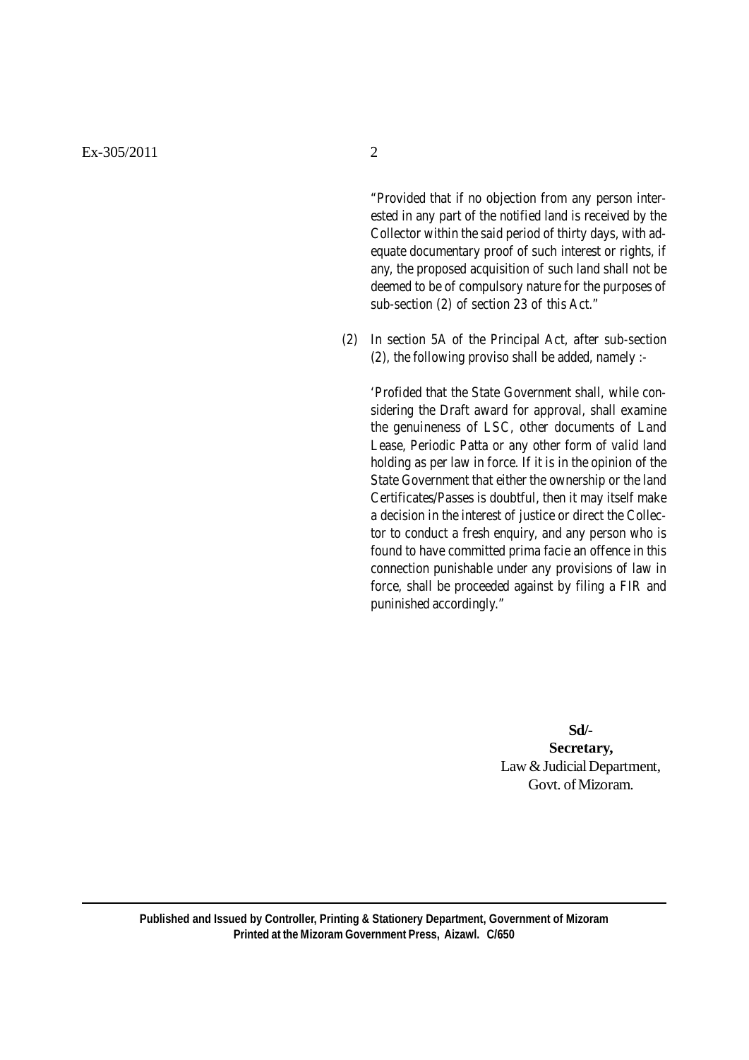"Provided that if no objection from any person interested in any part of the notified land is received by the Collector within the said period of thirty days, with adequate documentary proof of such interest or rights, if any, the proposed acquisition of such land shall not be deemed to be of compulsory nature for the purposes of sub-section (2) of section 23 of this Act."

(2) In section 5A of the Principal Act, after sub-section (2), the following proviso shall be added, namely :-

'Profided that the State Government shall, while considering the Draft award for approval, shall examine the genuineness of LSC, other documents of Land Lease, Periodic Patta or any other form of valid land holding as per law in force. If it is in the opinion of the State Government that either the ownership or the land Certificates/Passes is doubtful, then it may itself make a decision in the interest of justice or direct the Collector to conduct a fresh enquiry, and any person who is found to have committed prima facie an offence in this connection punishable under any provisions of law in force, shall be proceeded against by filing a FIR and puninished accordingly."

**Sd/-**
**Secretary,**
Law & Judicial Department,
Govt. of Mizoram.

---

**Published and Issued by Controller, Printing & Stationery Department, Government of Mizoram**
**Printed at the Mizoram Government Press, Aizawl. C/650**